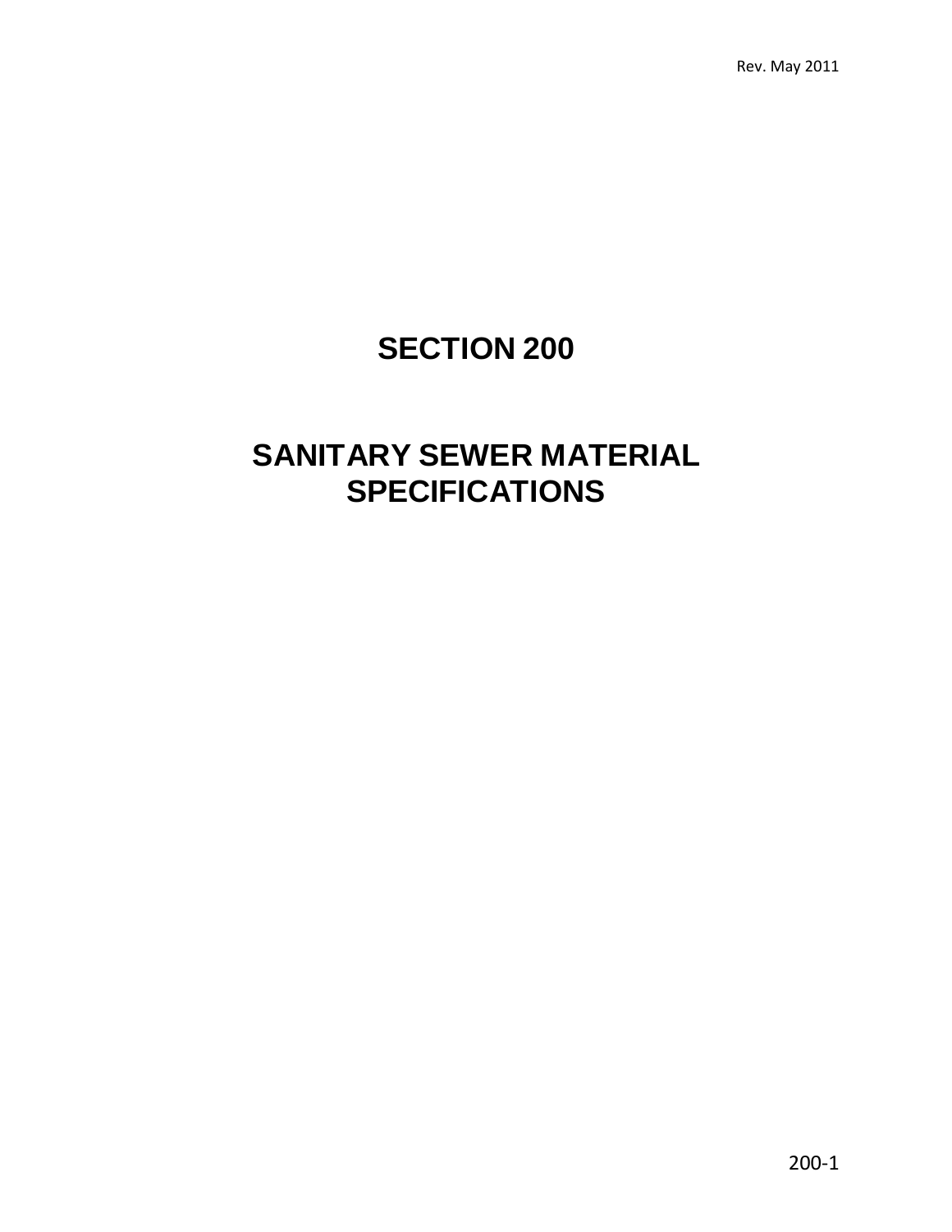# SECTION 200

# SANITARY SEWER MATERIAL SPECIFICATIONS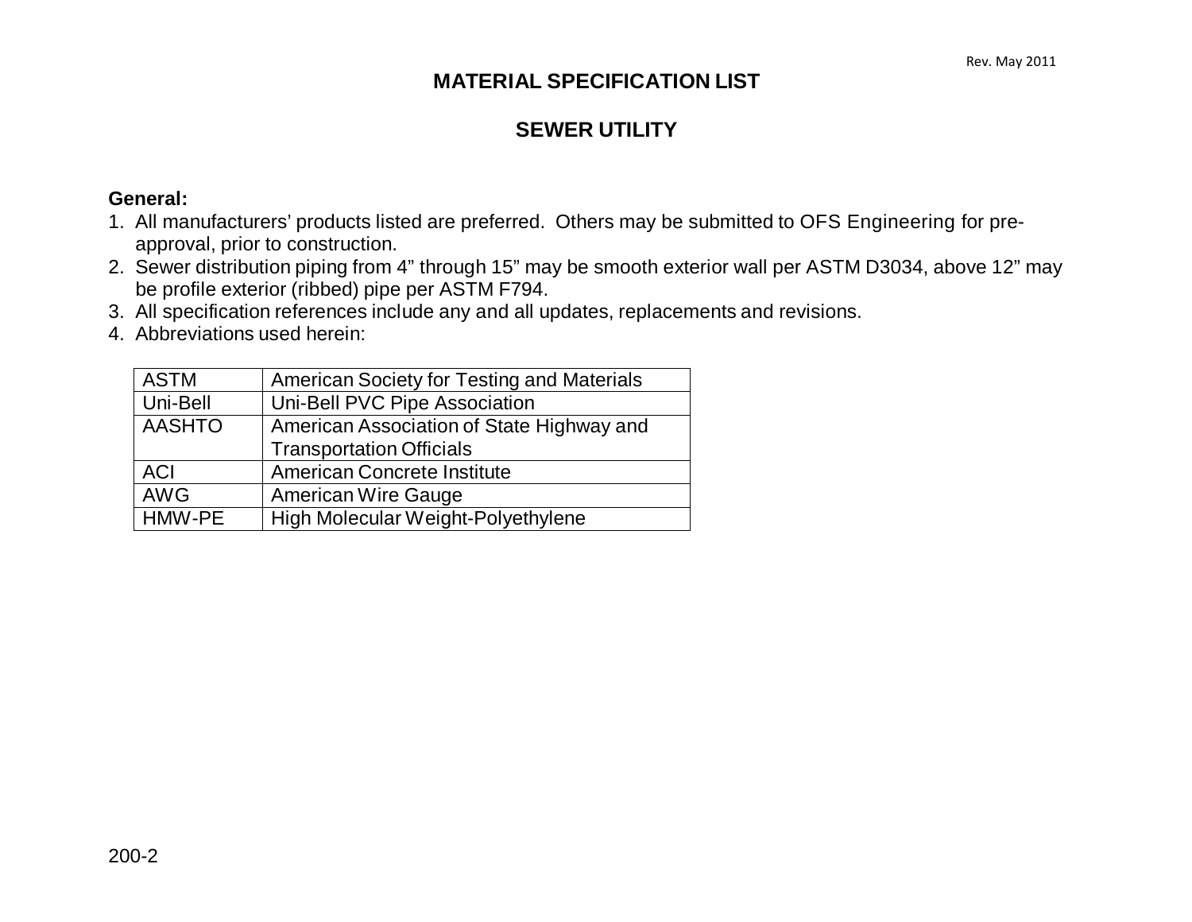# MATERIAL SPECIFICATION LIST

## SEWER UTILITY

**General:**

1. All manufacturers' products listed are preferred. Others may be submitted to OFS Engineering for pre-approval, prior to construction.
2. Sewer distribution piping from 4" through 15" may be smooth exterior wall per ASTM D3034, above 12" may be profile exterior (ribbed) pipe per ASTM F794.
3. All specification references include any and all updates, replacements and revisions.
4. Abbreviations used herein:

| | |
|---|---|
| ASTM | American Society for Testing and Materials |
| Uni-Bell | Uni-Bell PVC Pipe Association |
| AASHTO | American Association of State Highway and Transportation Officials |
| ACI | American Concrete Institute |
| AWG | American Wire Gauge |
| HMW-PE | High Molecular Weight-Polyethylene |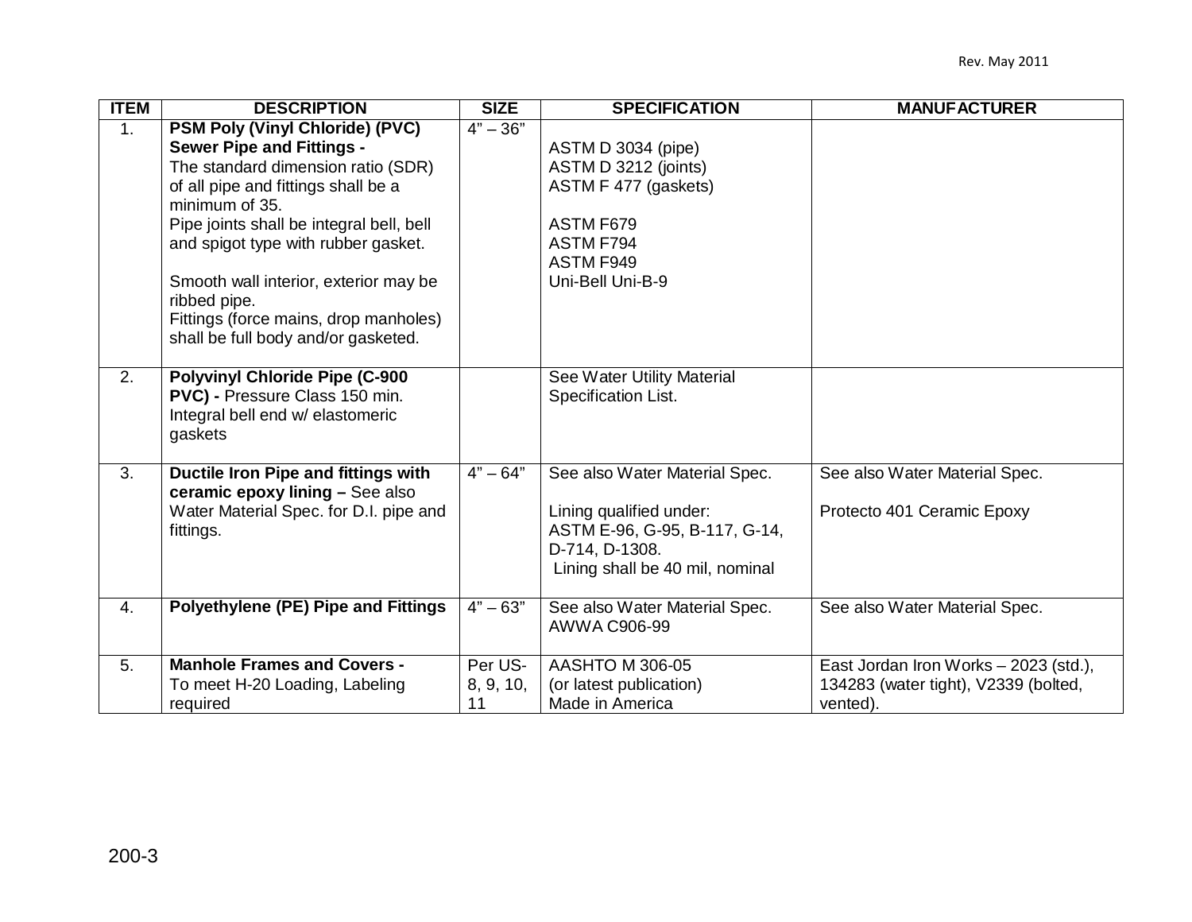| ITEM | DESCRIPTION | SIZE | SPECIFICATION | MANUFACTURER |
|---|---|---|---|---|
| 1. | **PSM Poly (Vinyl Chloride) (PVC) Sewer Pipe and Fittings -** The standard dimension ratio (SDR) of all pipe and fittings shall be a minimum of 35. Pipe joints shall be integral bell, bell and spigot type with rubber gasket. Smooth wall interior, exterior may be ribbed pipe. Fittings (force mains, drop manholes) shall be full body and/or gasketed. | 4" – 36" | ASTM D 3034 (pipe) ASTM D 3212 (joints) ASTM F 477 (gaskets) ASTM F679 ASTM F794 ASTM F949 Uni-Bell Uni-B-9 | |
| 2. | **Polyvinyl Chloride Pipe (C-900 PVC) -** Pressure Class 150 min. Integral bell end w/ elastomeric gaskets | | See Water Utility Material Specification List. | |
| 3. | **Ductile Iron Pipe and fittings with ceramic epoxy lining –** See also Water Material Spec. for D.I. pipe and fittings. | 4" – 64" | See also Water Material Spec. Lining qualified under: ASTM E-96, G-95, B-117, G-14, D-714, D-1308. Lining shall be 40 mil, nominal | See also Water Material Spec. Protecto 401 Ceramic Epoxy |
| 4. | **Polyethylene (PE) Pipe and Fittings** | 4" – 63" | See also Water Material Spec. AWWA C906-99 | See also Water Material Spec. |
| 5. | **Manhole Frames and Covers -** To meet H-20 Loading, Labeling required | Per US-8, 9, 10, 11 | AASHTO M 306-05 (or latest publication) Made in America | East Jordan Iron Works – 2023 (std.), 134283 (water tight), V2339 (bolted, vented). |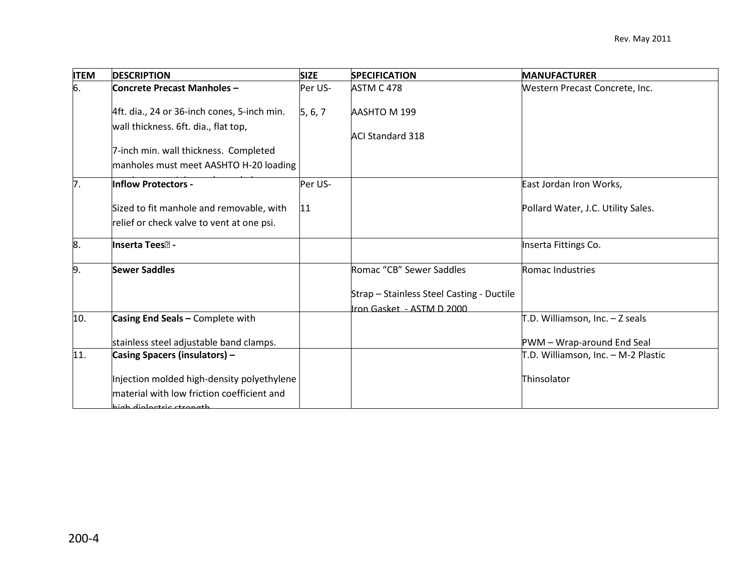| ITEM | DESCRIPTION | SIZE | SPECIFICATION | MANUFACTURER |
|---|---|---|---|---|
| 6. | **Concrete Precast Manholes –** 4ft. dia., 24 or 36-inch cones, 5-inch min. wall thickness. 6ft. dia., flat top, 7-inch min. wall thickness. Completed manholes must meet AASHTO H-20 loading | Per US-5, 6, 7 | ASTM C 478 AASHTO M 199 ACI Standard 318 | Western Precast Concrete, Inc. |
| 7. | **Inflow Protectors -** Sized to fit manhole and removable, with relief or check valve to vent at one psi. | Per US-11 | | East Jordan Iron Works, Pollard Water, J.C. Utility Sales. |
| 8. | **Inserta Tees® -** | | | Inserta Fittings Co. |
| 9. | **Sewer Saddles** | | Romac “CB” Sewer Saddles Strap – Stainless Steel Casting - Ductile Iron Gasket - ASTM D 2000 | Romac Industries |
| 10. | **Casing End Seals –** Complete with stainless steel adjustable band clamps. | | | T.D. Williamson, Inc. – Z seals PWM – Wrap-around End Seal |
| 11. | **Casing Spacers (insulators) –** Injection molded high-density polyethylene material with low friction coefficient and high dielectric strength | | | T.D. Williamson, Inc. – M-2 Plastic Thinsolator |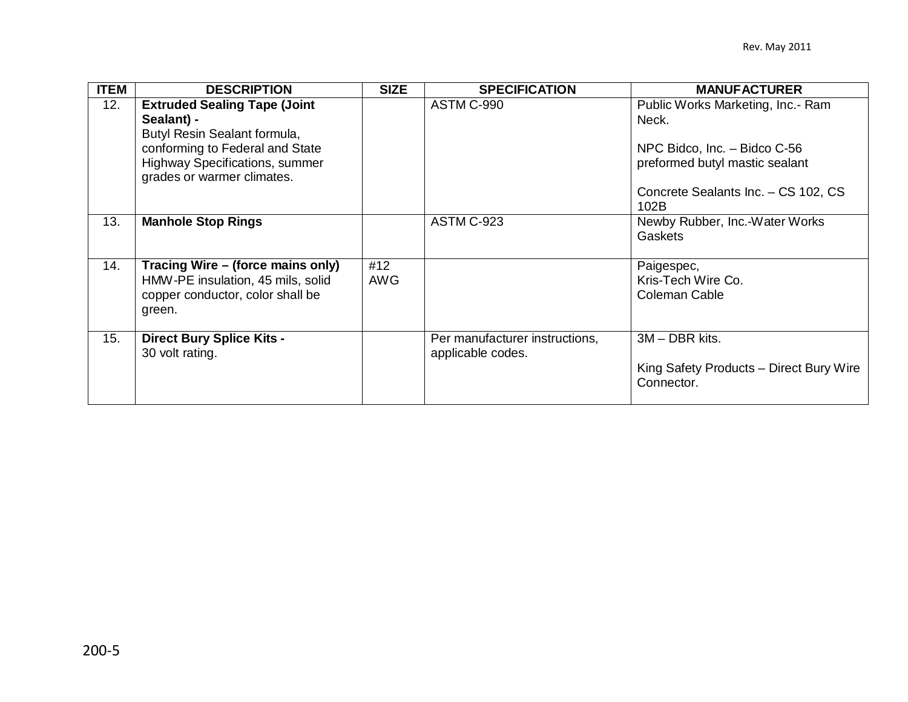| ITEM | DESCRIPTION | SIZE | SPECIFICATION | MANUFACTURER |
|---|---|---|---|---|
| 12. | **Extruded Sealing Tape (Joint Sealant) -** Butyl Resin Sealant formula, conforming to Federal and State Highway Specifications, summer grades or warmer climates. | | ASTM C-990 | Public Works Marketing, Inc.- Ram Neck.<br><br>NPC Bidco, Inc. – Bidco C-56 preformed butyl mastic sealant<br><br>Concrete Sealants Inc. – CS 102, CS 102B |
| 13. | **Manhole Stop Rings** | | ASTM C-923 | Newby Rubber, Inc.-Water Works Gaskets |
| 14. | **Tracing Wire – (force mains only)** HMW-PE insulation, 45 mils, solid copper conductor, color shall be green. | #12 AWG | | Paigespec,<br>Kris-Tech Wire Co.<br>Coleman Cable |
| 15. | **Direct Bury Splice Kits -** 30 volt rating. | | Per manufacturer instructions, applicable codes. | 3M – DBR kits.<br><br>King Safety Products – Direct Bury Wire Connector. |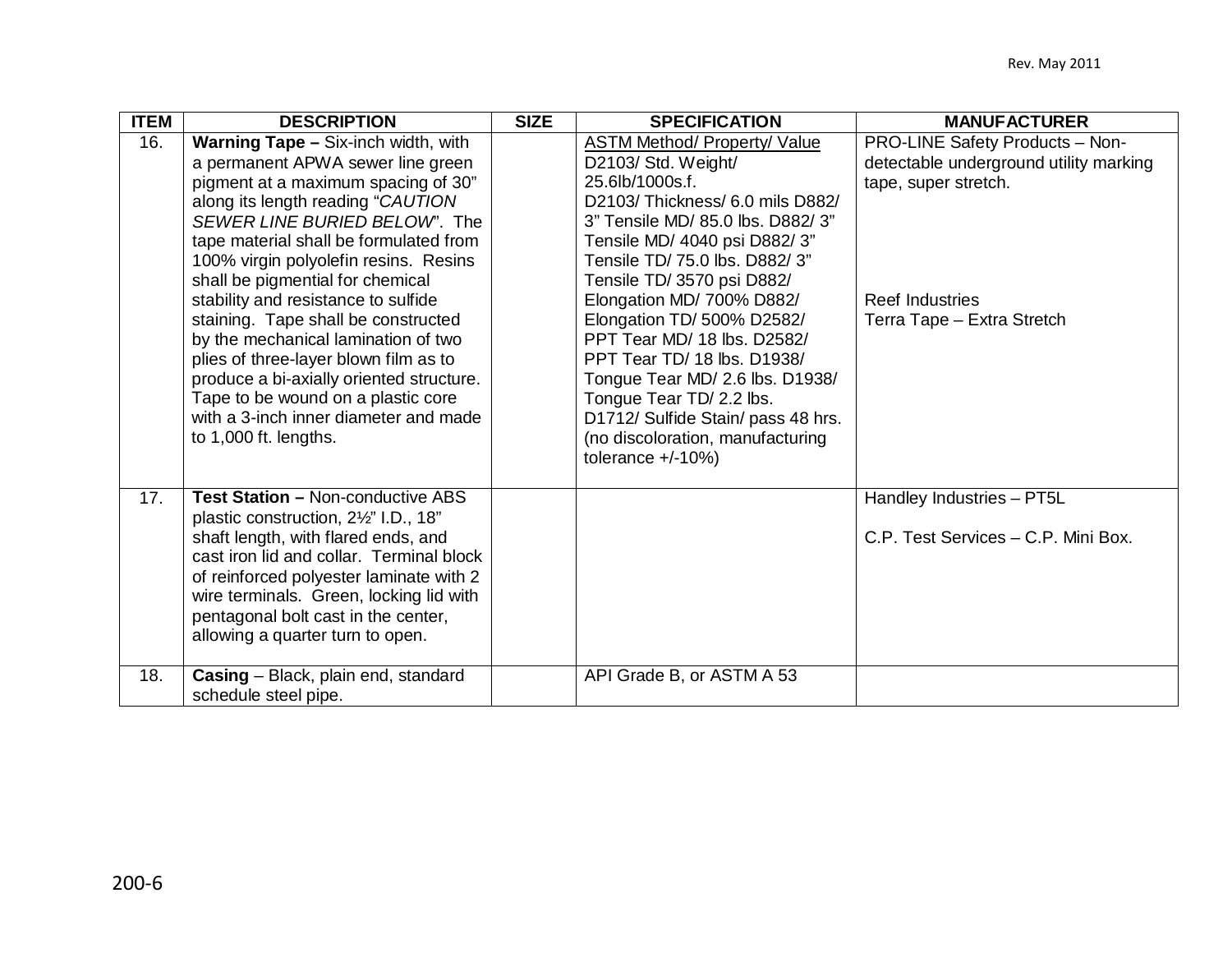| ITEM | DESCRIPTION | SIZE | SPECIFICATION | MANUFACTURER |
|---|---|---|---|---|
| 16. | **Warning Tape –** Six-inch width, with a permanent APWA sewer line green pigment at a maximum spacing of 30" along its length reading "*CAUTION SEWER LINE BURIED BELOW*". The tape material shall be formulated from 100% virgin polyolefin resins. Resins shall be pigmential for chemical stability and resistance to sulfide staining. Tape shall be constructed by the mechanical lamination of two plies of three-layer blown film as to produce a bi-axially oriented structure. Tape to be wound on a plastic core with a 3-inch inner diameter and made to 1,000 ft. lengths. | | ASTM Method/ Property/ Value D2103/ Std. Weight/ 25.6lb/1000s.f. D2103/ Thickness/ 6.0 mils D882/ 3" Tensile MD/ 85.0 lbs. D882/ 3" Tensile MD/ 4040 psi D882/ 3" Tensile TD/ 75.0 lbs. D882/ 3" Tensile TD/ 3570 psi D882/ Elongation MD/ 700% D882/ Elongation TD/ 500% D2582/ PPT Tear MD/ 18 lbs. D2582/ PPT Tear TD/ 18 lbs. D1938/ Tongue Tear MD/ 2.6 lbs. D1938/ Tongue Tear TD/ 2.2 lbs. D1712/ Sulfide Stain/ pass 48 hrs. (no discoloration, manufacturing tolerance +/-10%) | PRO-LINE Safety Products – Non-detectable underground utility marking tape, super stretch.<br><br>Reef Industries Terra Tape – Extra Stretch |
| 17. | **Test Station –** Non-conductive ABS plastic construction, 2½" I.D., 18" shaft length, with flared ends, and cast iron lid and collar. Terminal block of reinforced polyester laminate with 2 wire terminals. Green, locking lid with pentagonal bolt cast in the center, allowing a quarter turn to open. | | | Handley Industries – PT5L<br><br>C.P. Test Services – C.P. Mini Box. |
| 18. | **Casing** – Black, plain end, standard schedule steel pipe. | | API Grade B, or ASTM A 53 | |